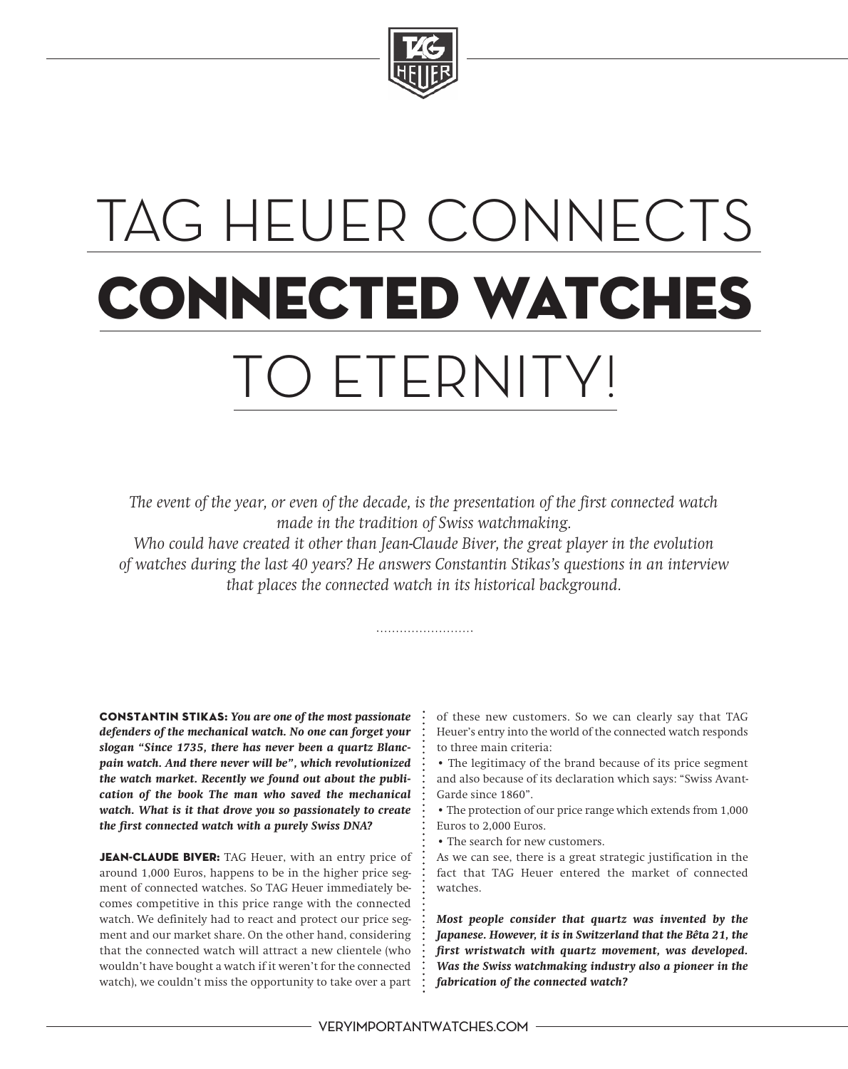# TAG HEUER CONNECTS CONNECTED WATCHES TO ETERNITY!

*The event of the year, or even of the decade, is the presentation of the first connected watch made in the tradition of Swiss watchmaking.*
*Who could have created it other than Jean-Claude Biver, the great player in the evolution of watches during the last 40 years? He answers Constantin Stikas's questions in an interview that places the connected watch in its historical background.*

**CONSTANTIN STIKAS:** ***You are one of the most passionate defenders of the mechanical watch. No one can forget your slogan "Since 1735, there has never been a quartz Blancpain watch. And there never will be", which revolutionized the watch market. Recently we found out about the publication of the book The man who saved the mechanical watch. What is it that drove you so passionately to create the first connected watch with a purely Swiss DNA?***

**JEAN-CLAUDE BIVER:** TAG Heuer, with an entry price of around 1,000 Euros, happens to be in the higher price segment of connected watches. So TAG Heuer immediately becomes competitive in this price range with the connected watch. We definitely had to react and protect our price segment and our market share. On the other hand, considering that the connected watch will attract a new clientele (who wouldn't have bought a watch if it weren't for the connected watch), we couldn't miss the opportunity to take over a part of these new customers. So we can clearly say that TAG Heuer's entry into the world of the connected watch responds to three main criteria:

- The legitimacy of the brand because of its price segment and also because of its declaration which says: "Swiss Avant-Garde since 1860".
- The protection of our price range which extends from 1,000 Euros to 2,000 Euros.
- The search for new customers.

As we can see, there is a great strategic justification in the fact that TAG Heuer entered the market of connected watches.

***Most people consider that quartz was invented by the Japanese. However, it is in Switzerland that the Bêta 21, the first wristwatch with quartz movement, was developed. Was the Swiss watchmaking industry also a pioneer in the fabrication of the connected watch?***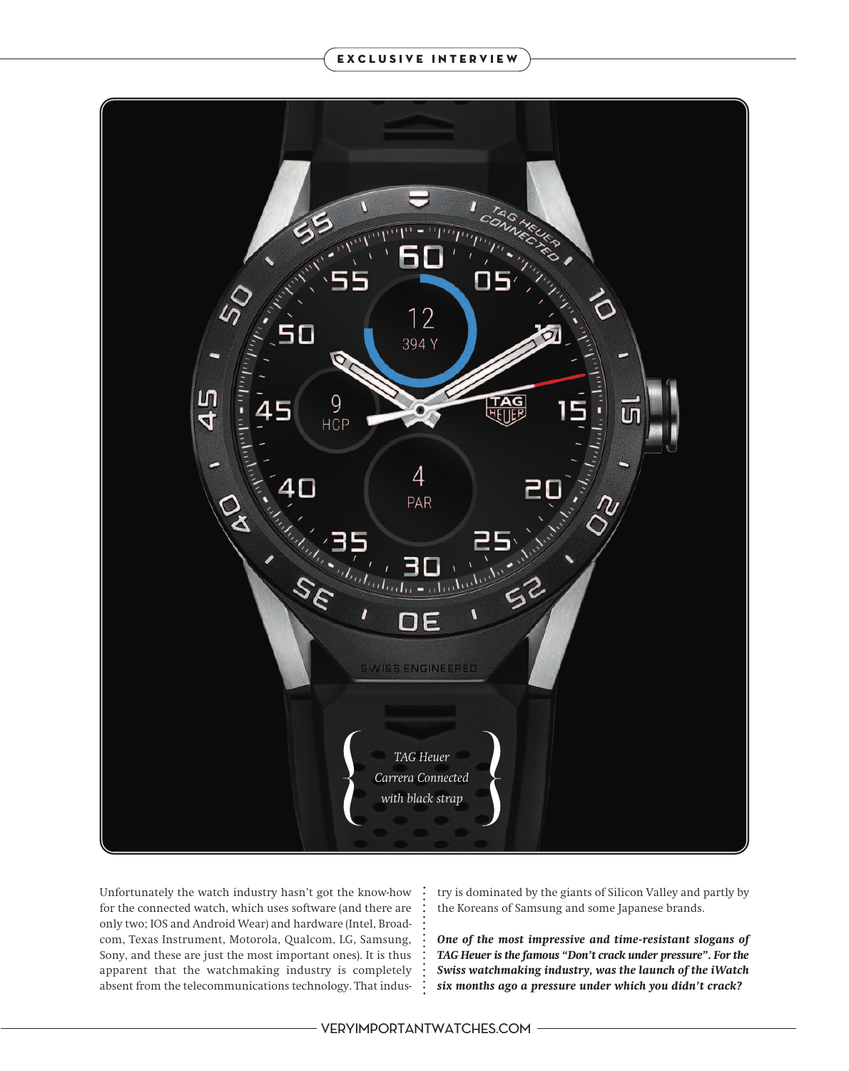*TAG Heuer Carrera Connected with black strap*

Unfortunately the watch industry hasn't got the know-how for the connected watch, which uses software (and there are only two; IOS and Android Wear) and hardware (Intel, Broadcom, Texas Instrument, Motorola, Qualcom, LG, Samsung, Sony, and these are just the most important ones). It is thus apparent that the watchmaking industry is completely absent from the telecommunications technology. That industry is dominated by the giants of Silicon Valley and partly by the Koreans of Samsung and some Japanese brands.

***One of the most impressive and time-resistant slogans of TAG Heuer is the famous "Don't crack under pressure". For the Swiss watchmaking industry, was the launch of the iWatch six months ago a pressure under which you didn't crack?***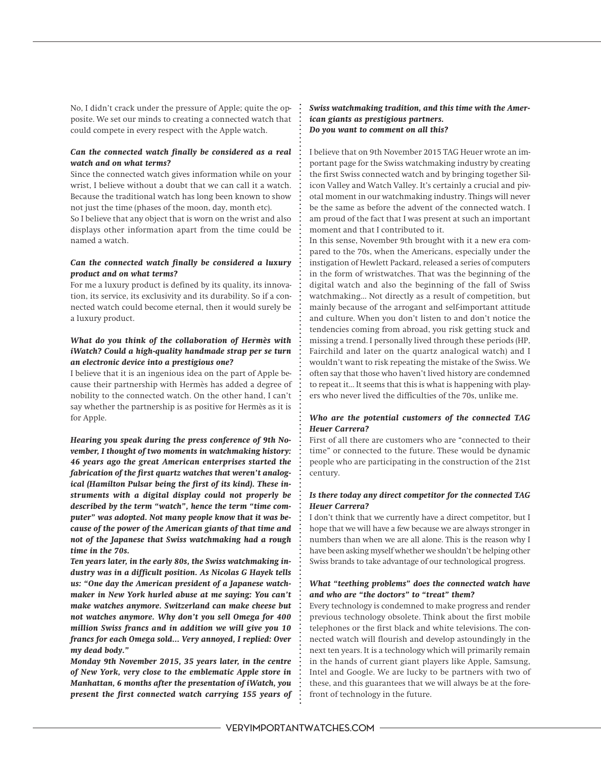No, I didn't crack under the pressure of Apple; quite the opposite. We set our minds to creating a connected watch that could compete in every respect with the Apple watch.

***Can the connected watch finally be considered as a real watch and on what terms?***

Since the connected watch gives information while on your wrist, I believe without a doubt that we can call it a watch. Because the traditional watch has long been known to show not just the time (phases of the moon, day, month etc).

So I believe that any object that is worn on the wrist and also displays other information apart from the time could be named a watch.

***Can the connected watch finally be considered a luxury product and on what terms?***

For me a luxury product is defined by its quality, its innovation, its service, its exclusivity and its durability. So if a connected watch could become eternal, then it would surely be a luxury product.

***What do you think of the collaboration of Hermès with iWatch? Could a high-quality handmade strap per se turn an electronic device into a prestigious one?***

I believe that it is an ingenious idea on the part of Apple because their partnership with Hermès has added a degree of nobility to the connected watch. On the other hand, I can't say whether the partnership is as positive for Hermès as it is for Apple.

***Hearing you speak during the press conference of 9th November, I thought of two moments in watchmaking history: 46 years ago the great American enterprises started the fabrication of the first quartz watches that weren't analogical (Hamilton Pulsar being the first of its kind). These instruments with a digital display could not properly be described by the term "watch", hence the term "time computer" was adopted. Not many people know that it was because of the power of the American giants of that time and not of the Japanese that Swiss watchmaking had a rough time in the 70s.***

***Ten years later, in the early 80s, the Swiss watchmaking industry was in a difficult position. As Nicolas G Hayek tells us: "One day the American president of a Japanese watchmaker in New York hurled abuse at me saying: You can't make watches anymore. Switzerland can make cheese but not watches anymore. Why don't you sell Omega for 400 million Swiss francs and in addition we will give you 10 francs for each Omega sold... Very annoyed, I replied: Over my dead body."***

***Monday 9th November 2015, 35 years later, in the centre of New York, very close to the emblematic Apple store in Manhattan, 6 months after the presentation of iWatch, you present the first connected watch carrying 155 years of Swiss watchmaking tradition, and this time with the American giants as prestigious partners.***
***Do you want to comment on all this?***

I believe that on 9th November 2015 TAG Heuer wrote an important page for the Swiss watchmaking industry by creating the first Swiss connected watch and by bringing together Silicon Valley and Watch Valley. It's certainly a crucial and pivotal moment in our watchmaking industry. Things will never be the same as before the advent of the connected watch. I am proud of the fact that I was present at such an important moment and that I contributed to it.

In this sense, November 9th brought with it a new era compared to the 70s, when the Americans, especially under the instigation of Hewlett Packard, released a series of computers in the form of wristwatches. That was the beginning of the digital watch and also the beginning of the fall of Swiss watchmaking... Not directly as a result of competition, but mainly because of the arrogant and self-important attitude and culture. When you don't listen to and don't notice the tendencies coming from abroad, you risk getting stuck and missing a trend. I personally lived through these periods (HP, Fairchild and later on the quartz analogical watch) and I wouldn't want to risk repeating the mistake of the Swiss. We often say that those who haven't lived history are condemned to repeat it... It seems that this is what is happening with players who never lived the difficulties of the 70s, unlike me.

***Who are the potential customers of the connected TAG Heuer Carrera?***

First of all there are customers who are "connected to their time" or connected to the future. These would be dynamic people who are participating in the construction of the 21st century.

***Is there today any direct competitor for the connected TAG Heuer Carrera?***

I don't think that we currently have a direct competitor, but I hope that we will have a few because we are always stronger in numbers than when we are all alone. This is the reason why I have been asking myself whether we shouldn't be helping other Swiss brands to take advantage of our technological progress.

***What "teething problems" does the connected watch have and who are "the doctors" to "treat" them?***

Every technology is condemned to make progress and render previous technology obsolete. Think about the first mobile telephones or the first black and white televisions. The connected watch will flourish and develop astoundingly in the next ten years. It is a technology which will primarily remain in the hands of current giant players like Apple, Samsung, Intel and Google. We are lucky to be partners with two of these, and this guarantees that we will always be at the forefront of technology in the future.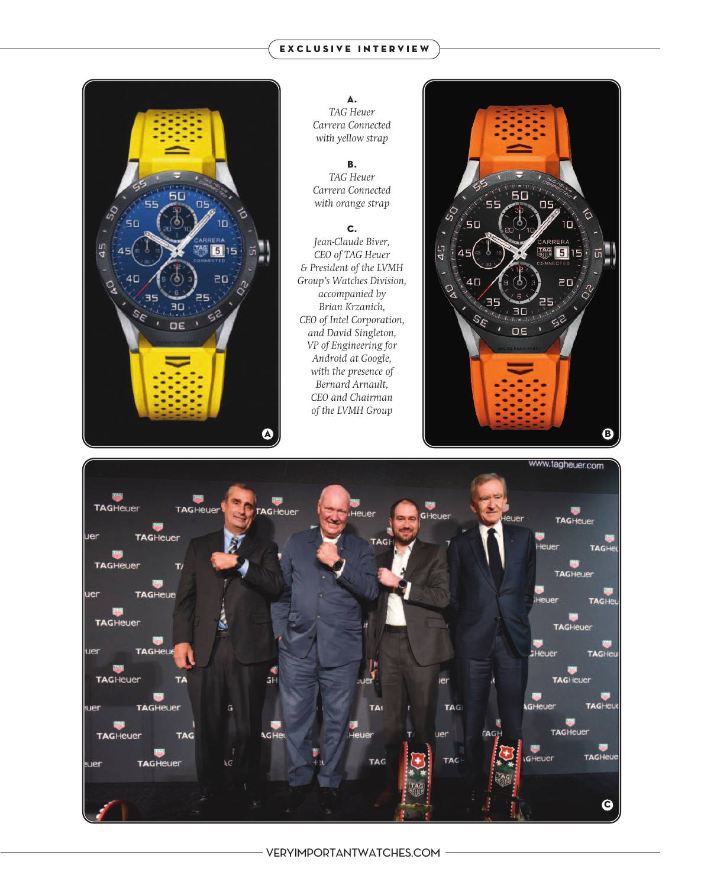**A.**
*TAG Heuer Carrera Connected with yellow strap*

**B.**
*TAG Heuer Carrera Connected with orange strap*

**C.**
*Jean-Claude Biver, CEO of TAG Heuer & President of the LVMH Group's Watches Division, accompanied by Brian Krzanich, CEO of Intel Corporation, and David Singleton, VP of Engineering for Android at Google, with the presence of Bernard Arnault, CEO and Chairman of the LVMH Group*